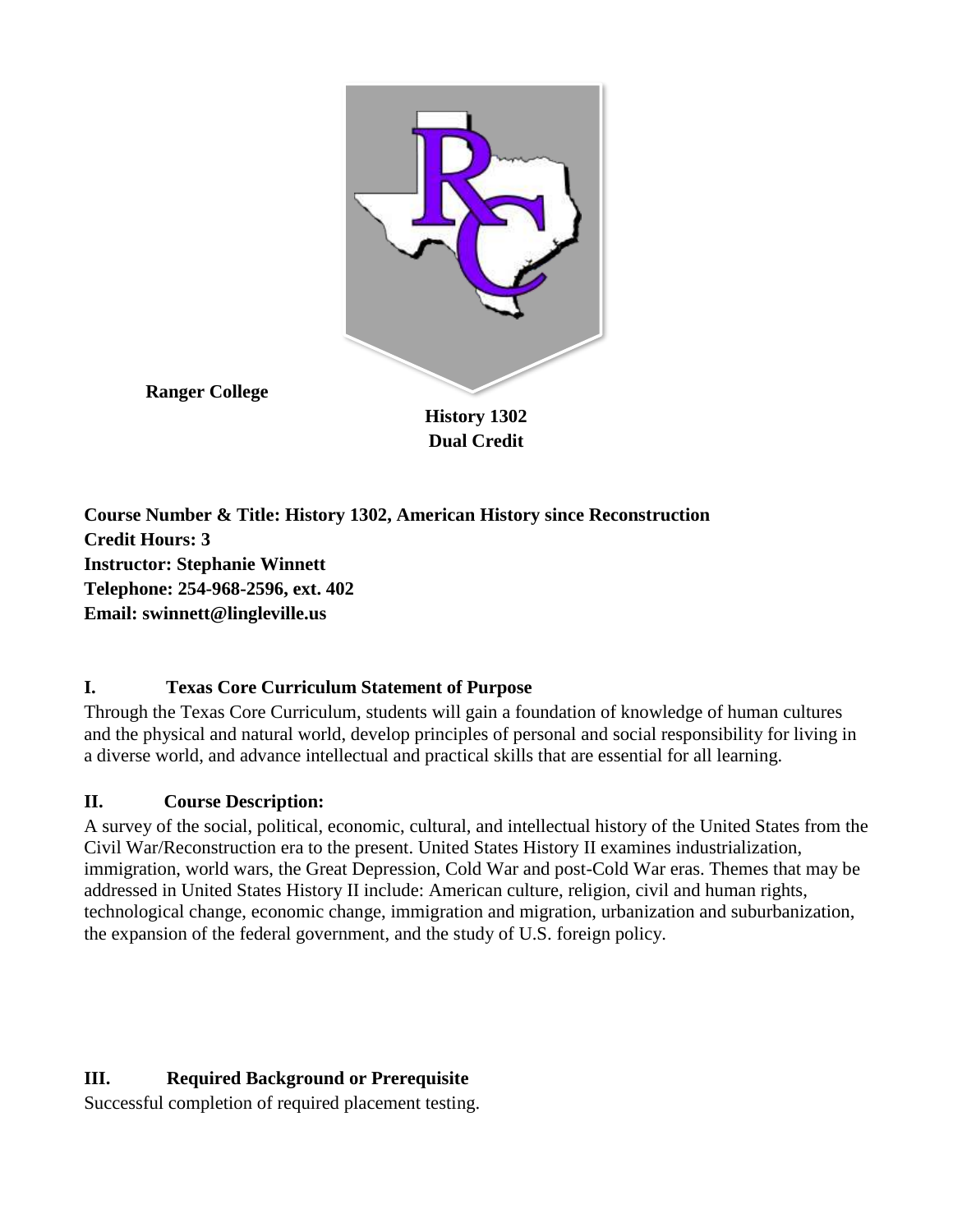**Ranger College**

**History 1302**
**Dual Credit**

**Course Number & Title: History 1302, American History since Reconstruction**
**Credit Hours: 3**
**Instructor: Stephanie Winnett**
**Telephone: 254-968-2596, ext. 402**
**Email: swinnett@lingleville.us**

## I. Texas Core Curriculum Statement of Purpose

Through the Texas Core Curriculum, students will gain a foundation of knowledge of human cultures and the physical and natural world, develop principles of personal and social responsibility for living in a diverse world, and advance intellectual and practical skills that are essential for all learning.

## II. Course Description:

A survey of the social, political, economic, cultural, and intellectual history of the United States from the Civil War/Reconstruction era to the present. United States History II examines industrialization, immigration, world wars, the Great Depression, Cold War and post-Cold War eras. Themes that may be addressed in United States History II include: American culture, religion, civil and human rights, technological change, economic change, immigration and migration, urbanization and suburbanization, the expansion of the federal government, and the study of U.S. foreign policy.

## III. Required Background or Prerequisite

Successful completion of required placement testing.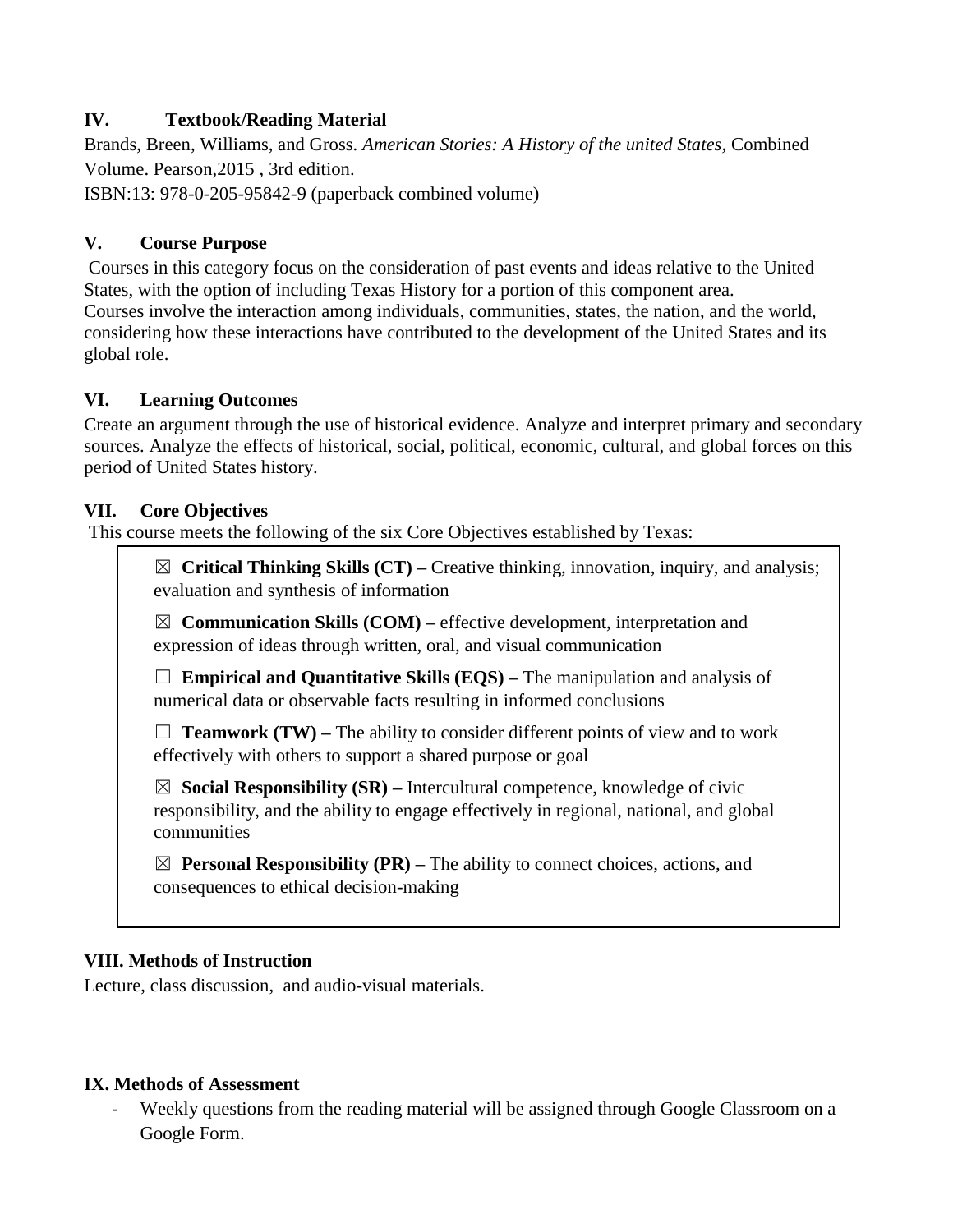## IV. Textbook/Reading Material

Brands, Breen, Williams, and Gross. *American Stories: A History of the united States*, Combined Volume. Pearson,2015 , 3rd edition.
ISBN:13: 978-0-205-95842-9 (paperback combined volume)

## V. Course Purpose

Courses in this category focus on the consideration of past events and ideas relative to the United States, with the option of including Texas History for a portion of this component area. Courses involve the interaction among individuals, communities, states, the nation, and the world, considering how these interactions have contributed to the development of the United States and its global role.

## VI. Learning Outcomes

Create an argument through the use of historical evidence. Analyze and interpret primary and secondary sources. Analyze the effects of historical, social, political, economic, cultural, and global forces on this period of United States history.

## VII. Core Objectives

This course meets the following of the six Core Objectives established by Texas:

☒ **Critical Thinking Skills (CT) –** Creative thinking, innovation, inquiry, and analysis; evaluation and synthesis of information

☒ **Communication Skills (COM) –** effective development, interpretation and expression of ideas through written, oral, and visual communication

☐ **Empirical and Quantitative Skills (EQS) –** The manipulation and analysis of numerical data or observable facts resulting in informed conclusions

☐ **Teamwork (TW) –** The ability to consider different points of view and to work effectively with others to support a shared purpose or goal

☒ **Social Responsibility (SR) –** Intercultural competence, knowledge of civic responsibility, and the ability to engage effectively in regional, national, and global communities

☒ **Personal Responsibility (PR) –** The ability to connect choices, actions, and consequences to ethical decision-making

## VIII. Methods of Instruction

Lecture, class discussion, and audio-visual materials.

## IX. Methods of Assessment

- Weekly questions from the reading material will be assigned through Google Classroom on a Google Form.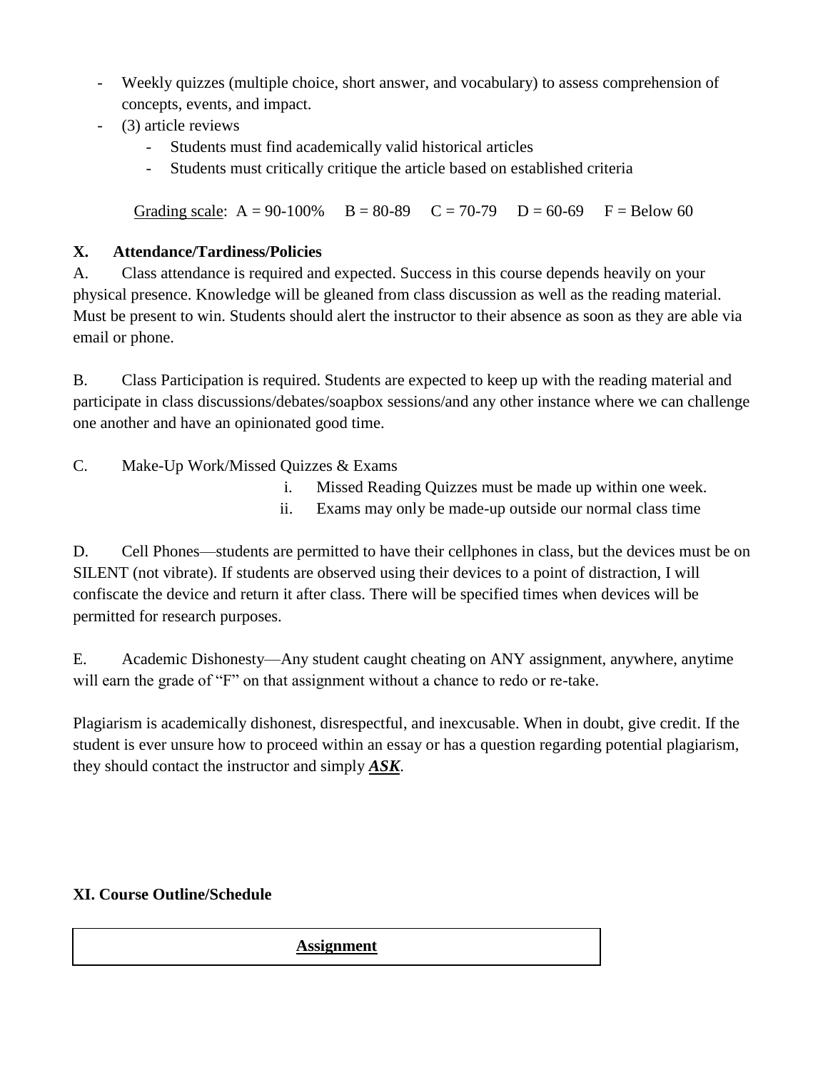- Weekly quizzes (multiple choice, short answer, and vocabulary) to assess comprehension of concepts, events, and impact.
- (3) article reviews
  - Students must find academically valid historical articles
  - Students must critically critique the article based on established criteria

Grading scale: A = 90-100% B = 80-89 C = 70-79 D = 60-69 F = Below 60

## X. Attendance/Tardiness/Policies

A. Class attendance is required and expected. Success in this course depends heavily on your physical presence. Knowledge will be gleaned from class discussion as well as the reading material. Must be present to win. Students should alert the instructor to their absence as soon as they are able via email or phone.

B. Class Participation is required. Students are expected to keep up with the reading material and participate in class discussions/debates/soapbox sessions/and any other instance where we can challenge one another and have an opinionated good time.

C. Make-Up Work/Missed Quizzes & Exams

i. Missed Reading Quizzes must be made up within one week.

ii. Exams may only be made-up outside our normal class time

D. Cell Phones—students are permitted to have their cellphones in class, but the devices must be on SILENT (not vibrate). If students are observed using their devices to a point of distraction, I will confiscate the device and return it after class. There will be specified times when devices will be permitted for research purposes.

E. Academic Dishonesty—Any student caught cheating on ANY assignment, anywhere, anytime will earn the grade of "F" on that assignment without a chance to redo or re-take.

Plagiarism is academically dishonest, disrespectful, and inexcusable. When in doubt, give credit. If the student is ever unsure how to proceed within an essay or has a question regarding potential plagiarism, they should contact the instructor and simply ***ASK***.

## XI. Course Outline/Schedule

| **Assignment** |
| --- |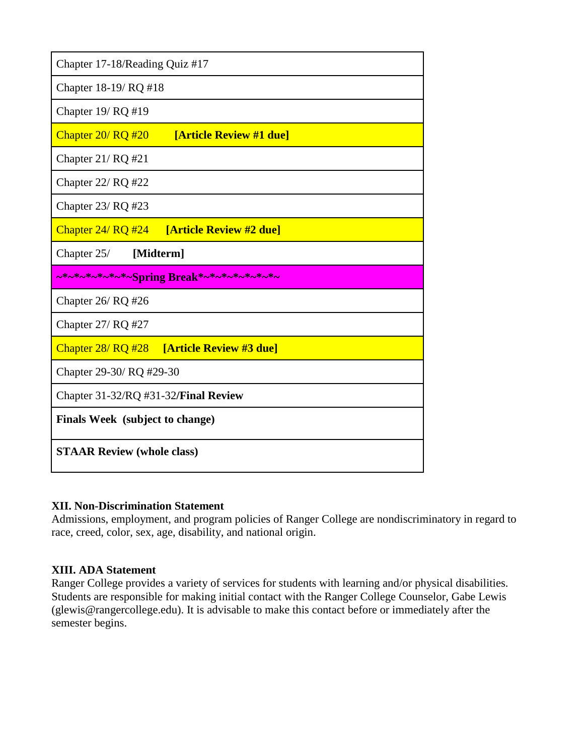| |
|---|
| Chapter 17-18/Reading Quiz #17 |
| Chapter 18-19/ RQ #18 |
| Chapter 19/ RQ #19 |
| Chapter 20/ RQ #20 **[Article Review #1 due]** |
| Chapter 21/ RQ #21 |
| Chapter 22/ RQ #22 |
| Chapter 23/ RQ #23 |
| Chapter 24/ RQ #24 **[Article Review #2 due]** |
| Chapter 25/ **[Midterm]** |
| **~*~*~*~*~*~Spring Break*~*~*~*~*~*~** |
| Chapter 26/ RQ #26 |
| Chapter 27/ RQ #27 |
| Chapter 28/ RQ #28 **[Article Review #3 due]** |
| Chapter 29-30/ RQ #29-30 |
| Chapter 31-32/RQ #31-32/**Final Review** |
| **Finals Week (subject to change)** |
| **STAAR Review (whole class)** |

**XII. Non-Discrimination Statement**

Admissions, employment, and program policies of Ranger College are nondiscriminatory in regard to race, creed, color, sex, age, disability, and national origin.

**XIII. ADA Statement**

Ranger College provides a variety of services for students with learning and/or physical disabilities. Students are responsible for making initial contact with the Ranger College Counselor, Gabe Lewis (glewis@rangercollege.edu). It is advisable to make this contact before or immediately after the semester begins.